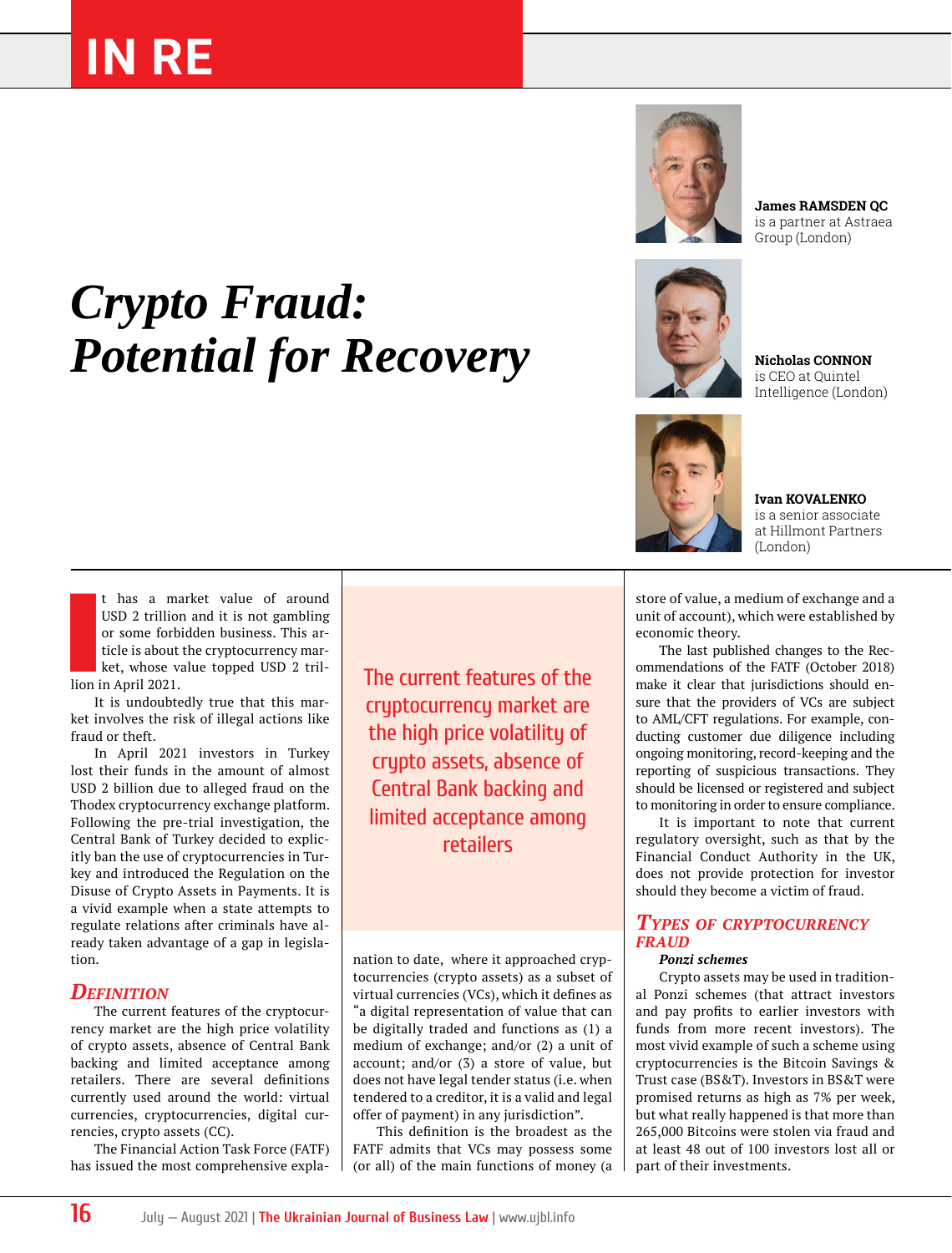# Crypto Fraud: Potential for Recovery

**James RAMSDEN QC**
is a partner at Astraea Group (London)

**Nicholas CONNON**
is CEO at Quintel Intelligence (London)

**Ivan KOVALENKO**
is a senior associate at Hillmont Partners (London)

It has a market value of around USD 2 trillion and it is not gambling or some forbidden business. This article is about the cryptocurrency market, whose value topped USD 2 trillion in April 2021.

It is undoubtedly true that this market involves the risk of illegal actions like fraud or theft.

In April 2021 investors in Turkey lost their funds in the amount of almost USD 2 billion due to alleged fraud on the Thodex cryptocurrency exchange platform. Following the pre-trial investigation, the Central Bank of Turkey decided to explicitly ban the use of cryptocurrencies in Turkey and introduced the Regulation on the Disuse of Crypto Assets in Payments. It is a vivid example when a state attempts to regulate relations after criminals have already taken advantage of a gap in legislation.

## Definition

The current features of the cryptocurrency market are the high price volatility of crypto assets, absence of Central Bank backing and limited acceptance among retailers. There are several definitions currently used around the world: virtual currencies, cryptocurrencies, digital currencies, crypto assets (CC).

The Financial Action Task Force (FATF) has issued the most comprehensive explanation to date, where it approached cryptocurrencies (crypto assets) as a subset of virtual currencies (VCs), which it defines as "a digital representation of value that can be digitally traded and functions as (1) a medium of exchange; and/or (2) a unit of account; and/or (3) a store of value, but does not have legal tender status (i.e. when tendered to a creditor, it is a valid and legal offer of payment) in any jurisdiction".

> The current features of the cryptocurrency market are the high price volatility of crypto assets, absence of Central Bank backing and limited acceptance among retailers

This definition is the broadest as the FATF admits that VCs may possess some (or all) of the main functions of money (a store of value, a medium of exchange and a unit of account), which were established by economic theory.

The last published changes to the Recommendations of the FATF (October 2018) make it clear that jurisdictions should ensure that the providers of VCs are subject to AML/CFT regulations. For example, conducting customer due diligence including ongoing monitoring, record-keeping and the reporting of suspicious transactions. They should be licensed or registered and subject to monitoring in order to ensure compliance.

It is important to note that current regulatory oversight, such as that by the Financial Conduct Authority in the UK, does not provide protection for investor should they become a victim of fraud.

## Types of Cryptocurrency Fraud

***Ponzi schemes***

Crypto assets may be used in traditional Ponzi schemes (that attract investors and pay profits to earlier investors with funds from more recent investors). The most vivid example of such a scheme using cryptocurrencies is the Bitcoin Savings & Trust case (BS&T). Investors in BS&T were promised returns as high as 7% per week, but what really happened is that more than 265,000 Bitcoins were stolen via fraud and at least 48 out of 100 investors lost all or part of their investments.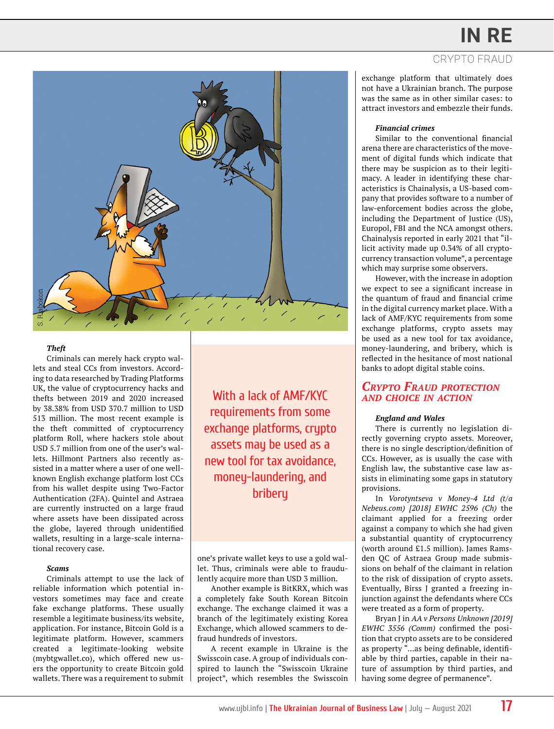### *Theft*

Criminals can merely hack crypto wallets and steal CCs from investors. According to data researched by Trading Platforms UK, the value of cryptocurrency hacks and thefts between 2019 and 2020 increased by 38.38% from USD 370.7 million to USD 513 million. The most recent example is the theft committed of cryptocurrency platform Roll, where hackers stole about USD 5.7 million from one of the user's wallets. Hillmont Partners also recently assisted in a matter where a user of one well-known English exchange platform lost CCs from his wallet despite using Two-Factor Authentication (2FA). Quintel and Astraea are currently instructed on a large fraud where assets have been dissipated across the globe, layered through unidentified wallets, resulting in a large-scale international recovery case.

### *Scams*

Criminals attempt to use the lack of reliable information which potential investors sometimes may face and create fake exchange platforms. These usually resemble a legitimate business/its website, application. For instance, Bitcoin Gold is a legitimate platform. However, scammers created a legitimate-looking website (mybtgwallet.co), which offered new users the opportunity to create Bitcoin gold wallets. There was a requirement to submit one's private wallet keys to use a gold wallet. Thus, criminals were able to fraudulently acquire more than USD 3 million.

Another example is BitKRX, which was a completely fake South Korean Bitcoin exchange. The exchange claimed it was a branch of the legitimately existing Korea Exchange, which allowed scammers to defraud hundreds of investors.

A recent example in Ukraine is the Swisscoin case. A group of individuals conspired to launch the "Swisscoin Ukraine project", which resembles the Swisscoin exchange platform that ultimately does not have a Ukrainian branch. The purpose was the same as in other similar cases: to attract investors and embezzle their funds.

> With a lack of AMF/KYC requirements from some exchange platforms, crypto assets may be used as a new tool for tax avoidance, money-laundering, and bribery

### *Financial crimes*

Similar to the conventional financial arena there are characteristics of the movement of digital funds which indicate that there may be suspicion as to their legitimacy. A leader in identifying these characteristics is Chainalysis, a US-based company that provides software to a number of law-enforcement bodies across the globe, including the Department of Justice (US), Europol, FBI and the NCA amongst others. Chainalysis reported in early 2021 that "illicit activity made up 0.34% of all cryptocurrency transaction volume", a percentage which may surprise some observers.

However, with the increase in adoption we expect to see a significant increase in the quantum of fraud and financial crime in the digital currency market place. With a lack of AMF/KYC requirements from some exchange platforms, crypto assets may be used as a new tool for tax avoidance, money-laundering, and bribery, which is reflected in the hesitance of most national banks to adopt digital stable coins.

## *Crypto Fraud protection and choice in action*

### *England and Wales*

There is currently no legislation directly governing crypto assets. Moreover, there is no single description/definition of CCs. However, as is usually the case with English law, the substantive case law assists in eliminating some gaps in statutory provisions.

In *Vorotyntseva v Money-4 Ltd (t/a Nebeus.com) [2018] EWHC 2596 (Ch)* the claimant applied for a freezing order against a company to which she had given a substantial quantity of cryptocurrency (worth around £1.5 million). James Ramsden QC of Astraea Group made submissions on behalf of the claimant in relation to the risk of dissipation of crypto assets. Eventually, Birss J granted a freezing injunction against the defendants where CCs were treated as a form of property.

Bryan J in *AA v Persons Unknown [2019] EWHC 3556 (Comm)* confirmed the position that crypto assets are to be considered as property "...as being definable, identifiable by third parties, capable in their nature of assumption by third parties, and having some degree of permanence".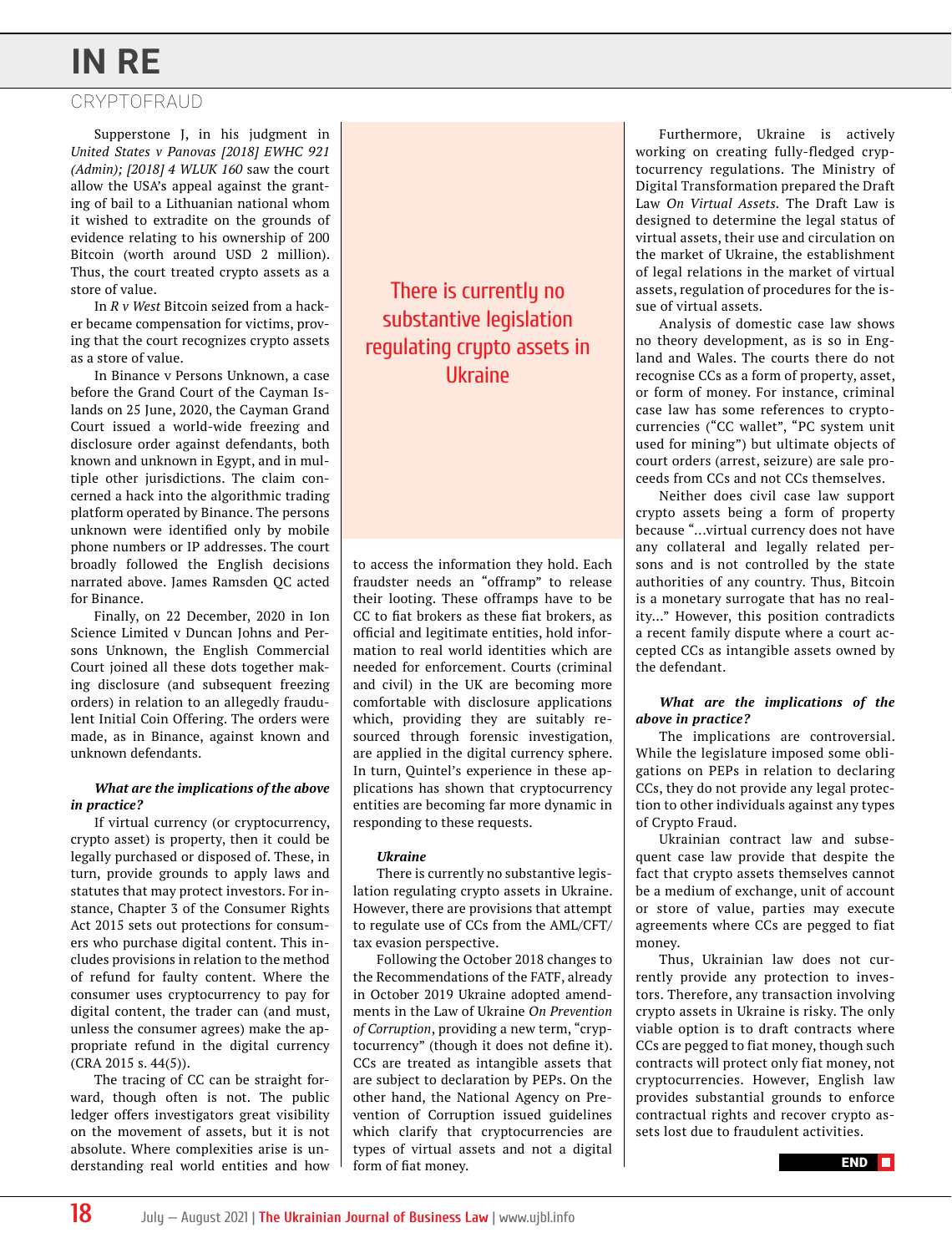Supperstone J, in his judgment in *United States v Panovas [2018] EWHC 921 (Admin); [2018] 4 WLUK 160* saw the court allow the USA's appeal against the granting of bail to a Lithuanian national whom it wished to extradite on the grounds of evidence relating to his ownership of 200 Bitcoin (worth around USD 2 million). Thus, the court treated crypto assets as a store of value.

In *R v West* Bitcoin seized from a hacker became compensation for victims, proving that the court recognizes crypto assets as a store of value.

In Binance v Persons Unknown, a case before the Grand Court of the Cayman Islands on 25 June, 2020, the Cayman Grand Court issued a world-wide freezing and disclosure order against defendants, both known and unknown in Egypt, and in multiple other jurisdictions. The claim concerned a hack into the algorithmic trading platform operated by Binance. The persons unknown were identified only by mobile phone numbers or IP addresses. The court broadly followed the English decisions narrated above. James Ramsden QC acted for Binance.

Finally, on 22 December, 2020 in Ion Science Limited v Duncan Johns and Persons Unknown, the English Commercial Court joined all these dots together making disclosure (and subsequent freezing orders) in relation to an allegedly fraudulent Initial Coin Offering. The orders were made, as in Binance, against known and unknown defendants.

***What are the implications of the above in practice?***

If virtual currency (or cryptocurrency, crypto asset) is property, then it could be legally purchased or disposed of. These, in turn, provide grounds to apply laws and statutes that may protect investors. For instance, Chapter 3 of the Consumer Rights Act 2015 sets out protections for consumers who purchase digital content. This includes provisions in relation to the method of refund for faulty content. Where the consumer uses cryptocurrency to pay for digital content, the trader can (and must, unless the consumer agrees) make the appropriate refund in the digital currency (CRA 2015 s. 44(5)).

The tracing of CC can be straight forward, though often is not. The public ledger offers investigators great visibility on the movement of assets, but it is not absolute. Where complexities arise is understanding real world entities and how to access the information they hold. Each fraudster needs an "offramp" to release their looting. These offramps have to be CC to fiat brokers as these fiat brokers, as official and legitimate entities, hold information to real world identities which are needed for enforcement. Courts (criminal and civil) in the UK are becoming more comfortable with disclosure applications which, providing they are suitably resourced through forensic investigation, are applied in the digital currency sphere. In turn, Quintel's experience in these applications has shown that cryptocurrency entities are becoming far more dynamic in responding to these requests.

There is currently no substantive legislation regulating crypto assets in Ukraine

***Ukraine***

There is currently no substantive legislation regulating crypto assets in Ukraine. However, there are provisions that attempt to regulate use of CCs from the AML/CFT/tax evasion perspective.

Following the October 2018 changes to the Recommendations of the FATF, already in October 2019 Ukraine adopted amendments in the Law of Ukraine *On Prevention of Corruption*, providing a new term, "cryptocurrency" (though it does not define it). CCs are treated as intangible assets that are subject to declaration by PEPs. On the other hand, the National Agency on Prevention of Corruption issued guidelines which clarify that cryptocurrencies are types of virtual assets and not a digital form of fiat money.

Furthermore, Ukraine is actively working on creating fully-fledged cryptocurrency regulations. The Ministry of Digital Transformation prepared the Draft Law *On Virtual Assets*. The Draft Law is designed to determine the legal status of virtual assets, their use and circulation on the market of Ukraine, the establishment of legal relations in the market of virtual assets, regulation of procedures for the issue of virtual assets.

Analysis of domestic case law shows no theory development, as is so in England and Wales. The courts there do not recognise CCs as a form of property, asset, or form of money. For instance, criminal case law has some references to cryptocurrencies ("CC wallet", "PC system unit used for mining") but ultimate objects of court orders (arrest, seizure) are sale proceeds from CCs and not CCs themselves.

Neither does civil case law support crypto assets being a form of property because "...virtual currency does not have any collateral and legally related persons and is not controlled by the state authorities of any country. Thus, Bitcoin is a monetary surrogate that has no reality..." However, this position contradicts a recent family dispute where a court accepted CCs as intangible assets owned by the defendant.

***What are the implications of the above in practice?***

The implications are controversial. While the legislature imposed some obligations on PEPs in relation to declaring CCs, they do not provide any legal protection to other individuals against any types of Crypto Fraud.

Ukrainian contract law and subsequent case law provide that despite the fact that crypto assets themselves cannot be a medium of exchange, unit of account or store of value, parties may execute agreements where CCs are pegged to fiat money.

Thus, Ukrainian law does not currently provide any protection to investors. Therefore, any transaction involving crypto assets in Ukraine is risky. The only viable option is to draft contracts where CCs are pegged to fiat money, though such contracts will protect only fiat money, not cryptocurrencies. However, English law provides substantial grounds to enforce contractual rights and recover crypto assets lost due to fraudulent activities.

END